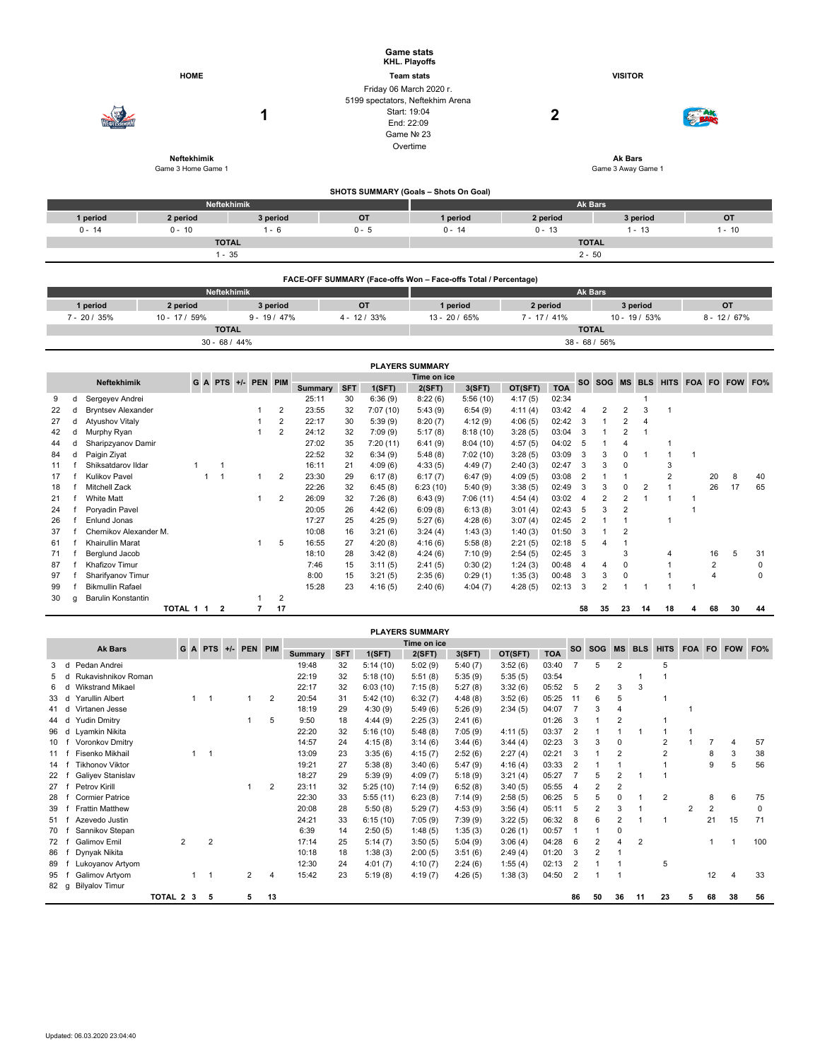# Game stats
## KHL. Playoffs

**HOME** — **Team stats** — **VISITOR**

Friday 06 March 2020 r.
5199 spectators, Neftekhim Arena
Start: 19:04
End: 22:09
Game № 23
Overtime

| Neftekhimik | | Ak Bars |
|---|---|---|
| **1** | | **2** |
| Game 3 Home Game 1 | | Game 3 Away Game 1 |

### SHOTS SUMMARY (Goals – Shots On Goal)

| Neftekhimik | | | | Ak Bars | | | |
|---|---|---|---|---|---|---|---|
| 1 period | 2 period | 3 period | OT | 1 period | 2 period | 3 period | OT |
| 0 - 14 | 0 - 10 | 1 - 6 | 0 - 5 | 0 - 14 | 0 - 13 | 1 - 13 | 1 - 10 |
| TOTAL | | | | TOTAL | | | |
| 1 - 35 | | | | 2 - 50 | | | |

### FACE-OFF SUMMARY (Face-offs Won – Face-offs Total / Percentage)

| Neftekhimik | | | | Ak Bars | | | |
|---|---|---|---|---|---|---|---|
| 1 period | 2 period | 3 period | OT | 1 period | 2 period | 3 period | OT |
| 7 - 20 / 35% | 10 - 17 / 59% | 9 - 19 / 47% | 4 - 12 / 33% | 13 - 20 / 65% | 7 - 17 / 41% | 10 - 19 / 53% | 8 - 12 / 67% |
| TOTAL | | | | TOTAL | | | |
| 30 - 68 / 44% | | | | 38 - 68 / 56% | | | |

### PLAYERS SUMMARY

| # | | Neftekhimik | G | A | PTS | +/- | PEN | PIM | Summary | SFT | 1(SFT) | 2(SFT) | 3(SFT) | OT(SFT) | TOA | SO | SOG | MS | BLS | HITS | FOA | FO | FOW | FO% |
|---|---|---|---|---|---|---|---|---|---|---|---|---|---|---|---|---|---|---|---|---|---|---|---|---|
| 9 | d | Sergeyev Andrei | | | | | | | 25:11 | 30 | 6:36 (9) | 8:22 (6) | 5:56 (10) | 4:17 (5) | 02:34 | | | | 1 | | | | | |
| 22 | d | Bryntsev Alexander | | | | | 1 | 2 | 23:55 | 32 | 7:07 (10) | 5:43 (9) | 6:54 (9) | 4:11 (4) | 03:42 | 4 | 2 | 2 | 3 | 1 | | | | |
| 27 | d | Atyushov Vitaly | | | | | 1 | 2 | 22:17 | 30 | 5:39 (9) | 8:20 (7) | 4:12 (9) | 4:06 (5) | 02:42 | 3 | 1 | 2 | 4 | | | | | |
| 42 | d | Murphy Ryan | | | | | 1 | 2 | 24:12 | 32 | 7:09 (9) | 5:17 (8) | 8:18 (10) | 3:28 (5) | 03:04 | 3 | 1 | 2 | 1 | | | | | |
| 44 | d | Sharipzyanov Damir | | | | | | | 27:02 | 35 | 7:20 (11) | 6:41 (9) | 8:04 (10) | 4:57 (5) | 04:02 | 5 | 1 | 4 | | 1 | | | | |
| 84 | d | Paigin Ziyat | | | | | | | 22:52 | 32 | 6:34 (9) | 5:48 (8) | 7:02 (10) | 3:28 (5) | 03:09 | 3 | 3 | 0 | 1 | 1 | 1 | | | |
| 11 | f | Shiksatdarov Ildar | 1 | | 1 | | | | 16:11 | 21 | 4:09 (6) | 4:33 (5) | 4:49 (7) | 2:40 (3) | 02:47 | 3 | 3 | 0 | | 3 | | | | |
| 17 | f | Kulikov Pavel | | 1 | 1 | | 1 | 2 | 23:30 | 29 | 6:17 (8) | 6:17 (7) | 6:47 (9) | 4:09 (5) | 03:08 | 2 | 1 | 1 | | 2 | | 20 | 8 | 40 |
| 18 | f | Mitchell Zack | | | | | | | 22:26 | 32 | 6:45 (8) | 6:23 (10) | 5:40 (9) | 3:38 (5) | 02:49 | 3 | 3 | 0 | 2 | 1 | | 26 | 17 | 65 |
| 21 | f | White Matt | | | | | 1 | 2 | 26:09 | 32 | 7:26 (8) | 6:43 (9) | 7:06 (11) | 4:54 (4) | 03:02 | 4 | 2 | 2 | 1 | 1 | 1 | | | |
| 24 | f | Poryadin Pavel | | | | | | | 20:05 | 26 | 4:42 (6) | 6:09 (8) | 6:13 (8) | 3:01 (4) | 02:43 | 5 | 3 | 2 | | | 1 | | | |
| 26 | f | Enlund Jonas | | | | | | | 17:27 | 25 | 4:25 (9) | 5:27 (6) | 4:28 (6) | 3:07 (4) | 02:45 | 2 | 1 | 1 | | 1 | | | | |
| 37 | f | Chernikov Alexander M. | | | | | | | 10:08 | 16 | 3:21 (6) | 3:24 (4) | 1:43 (3) | 1:40 (3) | 01:50 | 3 | 1 | 2 | | | | | | |
| 61 | f | Khairullin Marat | | | | | 1 | 5 | 16:55 | 27 | 4:20 (8) | 4:16 (5) | 5:58 (8) | 2:21 (5) | 02:18 | 5 | 4 | 1 | | | | | | |
| 71 | f | Berglund Jacob | | | | | | | 18:10 | 28 | 3:42 (8) | 4:24 (6) | 7:10 (9) | 2:54 (5) | 02:45 | 3 | | 3 | | 4 | | 16 | 5 | 31 |
| 87 | f | Khafizov Timur | | | | | | | 7:46 | 15 | 3:11 (5) | 2:41 (5) | 0:30 (2) | 1:24 (3) | 00:48 | 4 | 4 | 0 | | 1 | | 2 | | 0 |
| 97 | f | Sharifyanov Timur | | | | | | | 8:00 | 15 | 3:21 (5) | 2:35 (6) | 0:29 (1) | 1:35 (3) | 00:48 | 3 | 3 | 0 | | 1 | | 4 | | 0 |
| 99 | f | Bikmullin Rafael | | | | | | | 15:28 | 23 | 4:16 (5) | 2:40 (6) | 4:04 (7) | 4:28 (5) | 02:13 | 3 | 2 | 1 | 1 | 1 | 1 | | | |
| 30 | g | Barulin Konstantin | | | | | 1 | 2 | | | | | | | | | | | | | | | | |
| | | **TOTAL** | **1** | **1** | **2** | | **7** | **17** | | | | | | | | **58** | **35** | **23** | **14** | **18** | **4** | **68** | **30** | **44** |

### PLAYERS SUMMARY

| # | | Ak Bars | G | A | PTS | +/- | PEN | PIM | Summary | SFT | 1(SFT) | 2(SFT) | 3(SFT) | OT(SFT) | TOA | SO | SOG | MS | BLS | HITS | FOA | FO | FOW | FO% |
|---|---|---|---|---|---|---|---|---|---|---|---|---|---|---|---|---|---|---|---|---|---|---|---|---|
| 3 | d | Pedan Andrei | | | | | | | 19:48 | 32 | 5:14 (10) | 5:02 (9) | 5:40 (7) | 3:52 (6) | 03:40 | 7 | 5 | 2 | | 5 | | | | |
| 5 | d | Rukavishnikov Roman | | | | | | | 22:19 | 32 | 5:18 (10) | 5:51 (8) | 5:35 (9) | 5:35 (5) | 03:54 | | | | 1 | 1 | | | | |
| 6 | d | Wikstrand Mikael | | | | | | | 22:17 | 32 | 6:03 (10) | 7:15 (8) | 5:27 (8) | 3:32 (6) | 05:52 | 5 | 2 | 3 | 3 | | | | | |
| 33 | d | Yarullin Albert | | 1 | 1 | | 1 | 2 | 20:54 | 31 | 5:42 (10) | 6:32 (7) | 4:48 (8) | 3:52 (6) | 05:25 | 11 | 6 | 5 | | 1 | | | | |
| 41 | d | Virtanen Jesse | | | | | | | 18:19 | 29 | 4:30 (9) | 5:49 (6) | 5:26 (9) | 2:34 (5) | 04:07 | 7 | 3 | 4 | | | 1 | | | |
| 44 | d | Yudin Dmitry | | | | | 1 | 5 | 9:50 | 18 | 4:44 (9) | 2:25 (3) | 2:41 (6) | | 01:26 | 3 | 1 | 2 | | 1 | | | | |
| 96 | d | Lyamkin Nikita | | | | | | | 22:20 | 32 | 5:16 (10) | 5:48 (8) | 7:05 (9) | 4:11 (5) | 03:37 | 2 | 1 | 1 | 1 | 1 | 1 | | | |
| 10 | f | Voronkov Dmitry | | | | | | | 14:57 | 24 | 4:15 (8) | 3:14 (6) | 3:44 (6) | 3:44 (4) | 02:23 | 3 | 3 | 0 | | 2 | 1 | 7 | 4 | 57 |
| 11 | f | Fisenko Mikhail | | 1 | 1 | | | | 13:09 | 23 | 3:35 (6) | 4:15 (7) | 2:52 (6) | 2:27 (4) | 02:21 | 3 | 1 | 2 | | 2 | | 8 | 3 | 38 |
| 14 | f | Tikhonov Viktor | | | | | | | 19:21 | 27 | 5:38 (8) | 3:40 (6) | 5:47 (9) | 4:16 (4) | 03:33 | 2 | 1 | 1 | | 1 | | 9 | 5 | 56 |
| 22 | f | Galiyev Stanislav | | | | | | | 18:27 | 29 | 5:39 (9) | 4:09 (7) | 5:18 (9) | 3:21 (4) | 05:27 | 7 | 5 | 2 | 1 | 1 | | | | |
| 27 | f | Petrov Kirill | | | | | 1 | 2 | 23:11 | 32 | 5:25 (10) | 7:14 (9) | 6:52 (8) | 3:40 (5) | 05:55 | 4 | 2 | 2 | | | | | | |
| 28 | f | Cormier Patrice | | | | | | | 22:30 | 33 | 5:55 (11) | 6:23 (8) | 7:14 (9) | 2:58 (5) | 06:25 | 5 | 5 | 0 | 1 | 2 | | 8 | 6 | 75 |
| 39 | f | Frattin Matthew | | | | | | | 20:08 | 28 | 5:50 (8) | 5:29 (7) | 4:53 (9) | 3:56 (4) | 05:11 | 5 | 2 | 3 | 1 | | 2 | 2 | | 0 |
| 51 | f | Azevedo Justin | | | | | | | 24:21 | 33 | 6:15 (10) | 7:05 (9) | 7:39 (9) | 3:22 (5) | 06:32 | 8 | 6 | 2 | 1 | 1 | | 21 | 15 | 71 |
| 70 | f | Sannikov Stepan | | | | | | | 6:39 | 14 | 2:50 (5) | 1:48 (5) | 1:35 (3) | 0:26 (1) | 00:57 | 1 | 1 | 0 | | | | | | |
| 72 | f | Galimov Emil | 2 | | 2 | | | | 17:14 | 25 | 5:14 (7) | 3:50 (5) | 5:04 (9) | 3:06 (4) | 04:28 | 6 | 2 | 4 | 2 | | | 1 | 1 | 100 |
| 86 | f | Dynyak Nikita | | | | | | | 10:18 | 18 | 1:38 (3) | 2:00 (5) | 3:51 (6) | 2:49 (4) | 01:20 | 3 | 2 | 1 | | | | | | |
| 89 | f | Lukoyanov Artyom | | | | | | | 12:30 | 24 | 4:01 (7) | 4:10 (7) | 2:24 (6) | 1:55 (4) | 02:13 | 2 | 1 | 1 | | 5 | | | | |
| 95 | f | Galimov Artyom | | 1 | 1 | | 2 | 4 | 15:42 | 23 | 5:19 (8) | 4:19 (7) | 4:26 (5) | 1:38 (3) | 04:50 | 2 | 1 | 1 | | | | 12 | 4 | 33 |
| 82 | g | Bilyalov Timur | | | | | | | | | | | | | | | | | | | | | | |
| | | **TOTAL** | **2** | **3** | **5** | | **5** | **13** | | | | | | | | **86** | **50** | **36** | **11** | **23** | **5** | **68** | **38** | **56** |

Updated: 06.03.2020 23:04:40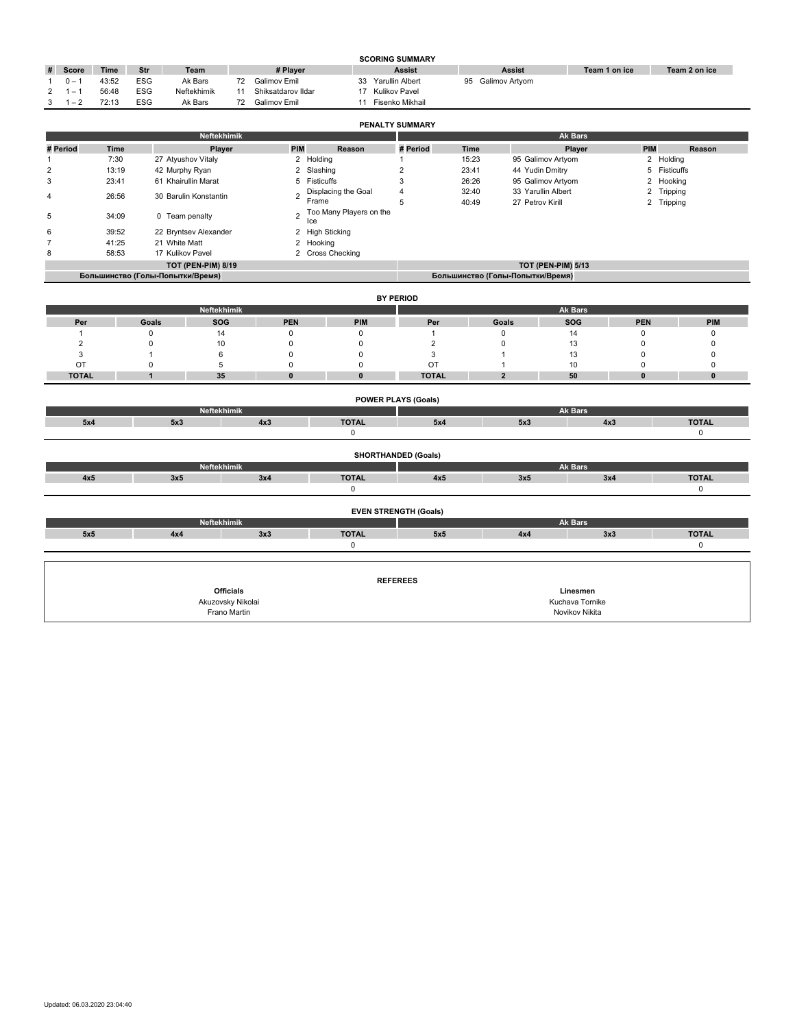## SCORING SUMMARY

| # | Score | Time | Str | Team | # Player | Assist | Assist | Team 1 on ice | Team 2 on ice |
|---|---|---|---|---|---|---|---|---|---|
| 1 | 0 – 1 | 43:52 | ESG | Ak Bars | 72 Galimov Emil | 33 Yarullin Albert | 95 Galimov Artyom | | |
| 2 | 1 – 1 | 56:48 | ESG | Neftekhimik | 11 Shiksatdarov Ildar | 17 Kulikov Pavel | | | |
| 3 | 1 – 2 | 72:13 | ESG | Ak Bars | 72 Galimov Emil | 11 Fisenko Mikhail | | | |

## PENALTY SUMMARY

| Neftekhimik | | | | | Ak Bars | | | | |
|---|---|---|---|---|---|---|---|---|---|
| # Period | Time | Player | PIM | Reason | # Period | Time | Player | PIM | Reason |
| 1 | 7:30 | 27 Atyushov Vitaly | 2 | Holding | 1 | 15:23 | 95 Galimov Artyom | 2 | Holding |
| 2 | 13:19 | 42 Murphy Ryan | 2 | Slashing | 2 | 23:41 | 44 Yudin Dmitry | 5 | Fisticuffs |
| 3 | 23:41 | 61 Khairullin Marat | 5 | Fisticuffs | 3 | 26:26 | 95 Galimov Artyom | 2 | Hooking |
| 4 | 26:56 | 30 Barulin Konstantin | 2 | Displacing the Goal Frame | 4 | 32:40 | 33 Yarullin Albert | 2 | Tripping |
| 5 | 34:09 | 0 Team penalty | 2 | Too Many Players on the Ice | 5 | 40:49 | 27 Petrov Kirill | 2 | Tripping |
| 6 | 39:52 | 22 Bryntsev Alexander | 2 | High Sticking | | | | | |
| 7 | 41:25 | 21 White Matt | 2 | Hooking | | | | | |
| 8 | 58:53 | 17 Kulikov Pavel | 2 | Cross Checking | | | | | |
| TOT (PEN-PIM) 8/19 | | | | | TOT (PEN-PIM) 5/13 | | | | |
| Большинство (Голы-Попытки/Время) | | | | | Большинство (Голы-Попытки/Время) | | | | |

## BY PERIOD

| Neftekhimik | | | | | Ak Bars | | | | |
|---|---|---|---|---|---|---|---|---|---|
| Per | Goals | SOG | PEN | PIM | Per | Goals | SOG | PEN | PIM |
| 1 | 0 | 14 | 0 | 0 | 1 | 0 | 14 | 0 | 0 |
| 2 | 0 | 10 | 0 | 0 | 2 | 0 | 13 | 0 | 0 |
| 3 | 1 | 6 | 0 | 0 | 3 | 1 | 13 | 0 | 0 |
| OT | 0 | 5 | 0 | 0 | OT | 1 | 10 | 0 | 0 |
| **TOTAL** | **1** | **35** | **0** | **0** | **TOTAL** | **2** | **50** | **0** | **0** |

## POWER PLAYS (Goals)

| Neftekhimik | | | | Ak Bars | | | |
|---|---|---|---|---|---|---|---|
| 5x4 | 5x3 | 4x3 | TOTAL | 5x4 | 5x3 | 4x3 | TOTAL |
| | | | 0 | | | | 0 |

## SHORTHANDED (Goals)

| Neftekhimik | | | | Ak Bars | | | |
|---|---|---|---|---|---|---|---|
| 4x5 | 3x5 | 3x4 | TOTAL | 4x5 | 3x5 | 3x4 | TOTAL |
| | | | 0 | | | | 0 |

## EVEN STRENGTH (Goals)

| Neftekhimik | | | | Ak Bars | | | |
|---|---|---|---|---|---|---|---|
| 5x5 | 4x4 | 3x3 | TOTAL | 5x5 | 4x4 | 3x3 | TOTAL |
| | | | 0 | | | | 0 |

## REFEREES

| Officials | Linesmen |
|---|---|
| Akuzovsky Nikolai | Kuchava Tornike |
| Frano Martin | Novikov Nikita |

Updated: 06.03.2020 23:04:40